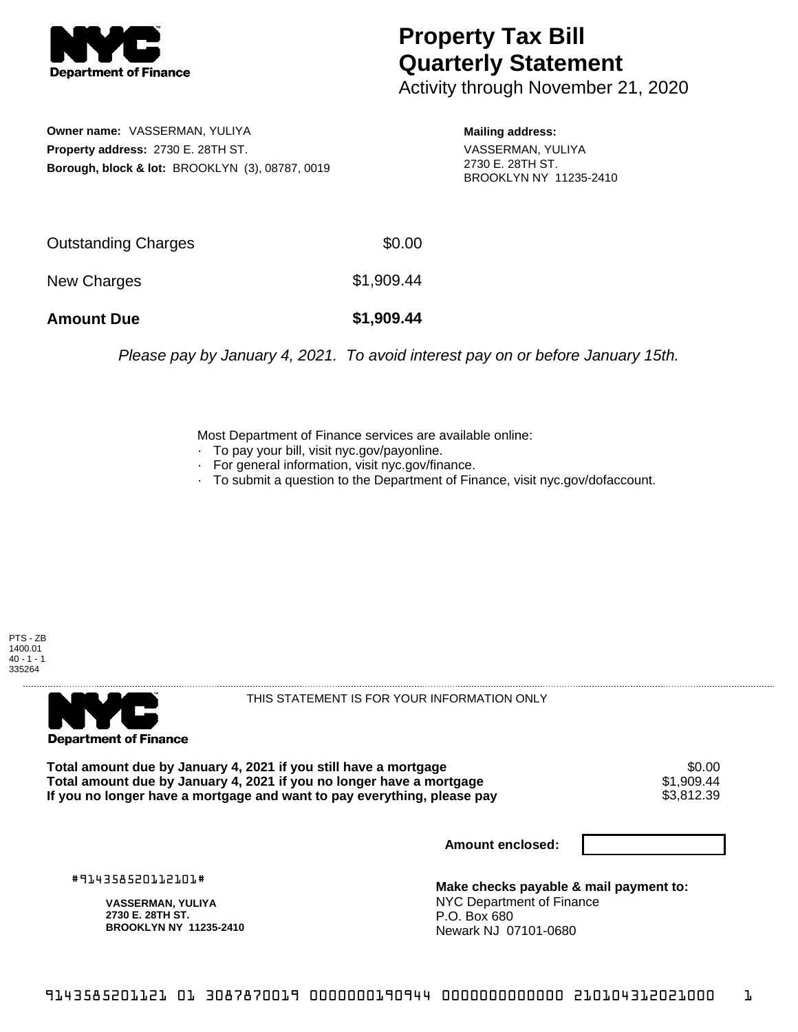# Property Tax Bill Quarterly Statement

Activity through November 21, 2020

**Owner name:** VASSERMAN, YULIYA
**Property address:** 2730 E. 28TH ST.
**Borough, block & lot:** BROOKLYN (3), 08787, 0019

**Mailing address:**
VASSERMAN, YULIYA
2730 E. 28TH ST.
BROOKLYN NY 11235-2410

| | |
|---|---|
| Outstanding Charges | $0.00 |
| New Charges | $1,909.44 |
| **Amount Due** | **$1,909.44** |

*Please pay by January 4, 2021. To avoid interest pay on or before January 15th.*

Most Department of Finance services are available online:
- To pay your bill, visit nyc.gov/payonline.
- For general information, visit nyc.gov/finance.
- To submit a question to the Department of Finance, visit nyc.gov/dofaccount.

PTS - ZB
1400.01
40 - 1 - 1
335264

THIS STATEMENT IS FOR YOUR INFORMATION ONLY

| | |
|---|---|
| **Total amount due by January 4, 2021 if you still have a mortgage** | $0.00 |
| **Total amount due by January 4, 2021 if you no longer have a mortgage** | $1,909.44 |
| **If you no longer have a mortgage and want to pay everything, please pay** | $3,812.39 |

**Amount enclosed:**

#914358520112101#

**VASSERMAN, YULIYA**
**2730 E. 28TH ST.**
**BROOKLYN NY 11235-2410**

**Make checks payable & mail payment to:**
NYC Department of Finance
P.O. Box 680
Newark NJ 07101-0680

9143585201121 01 3087870019 0000000190944 0000000000000 210104312021000 1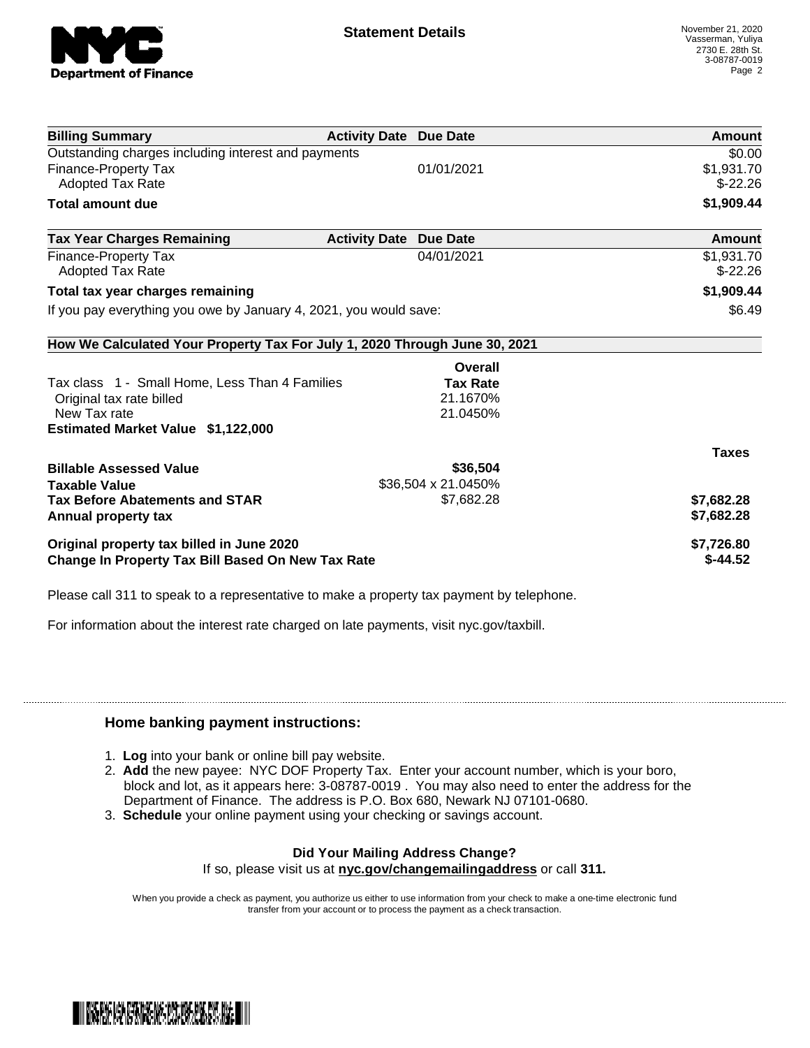## Statement Details

November 21, 2020
Vasserman, Yuliya
2730 E. 28th St.
3-08787-0019

| Billing Summary | Activity Date | Due Date | Amount |
| --- | --- | --- | --- |
| Outstanding charges including interest and payments | | | $0.00 |
| Finance-Property Tax | | 01/01/2021 | $1,931.70 |
| Adopted Tax Rate | | | $-22.26 |
| **Total amount due** | | | **$1,909.44** |

| Tax Year Charges Remaining | Activity Date | Due Date | Amount |
| --- | --- | --- | --- |
| Finance-Property Tax | | 04/01/2021 | $1,931.70 |
| Adopted Tax Rate | | | $-22.26 |
| **Total tax year charges remaining** | | | **$1,909.44** |
| If you pay everything you owe by January 4, 2021, you would save: | | | $6.49 |

### How We Calculated Your Property Tax For July 1, 2020 Through June 30, 2021

| | Overall Tax Rate | Taxes |
| --- | --- | --- |
| Tax class 1 - Small Home, Less Than 4 Families | | |
| Original tax rate billed | 21.1670% | |
| New Tax rate | 21.0450% | |
| **Estimated Market Value $1,122,000** | | |
| **Billable Assessed Value** | **$36,504** | |
| **Taxable Value** | $36,504 x 21.0450% | |
| **Tax Before Abatements and STAR** | $7,682.28 | **$7,682.28** |
| **Annual property tax** | | **$7,682.28** |
| **Original property tax billed in June 2020** | | **$7,726.80** |
| **Change In Property Tax Bill Based On New Tax Rate** | | **$-44.52** |

Please call 311 to speak to a representative to make a property tax payment by telephone.

For information about the interest rate charged on late payments, visit nyc.gov/taxbill.

### Home banking payment instructions:

1. **Log** into your bank or online bill pay website.
2. **Add** the new payee: NYC DOF Property Tax. Enter your account number, which is your boro, block and lot, as it appears here: 3-08787-0019 . You may also need to enter the address for the Department of Finance. The address is P.O. Box 680, Newark NJ 07101-0680.
3. **Schedule** your online payment using your checking or savings account.

**Did Your Mailing Address Change?**
If so, please visit us at **nyc.gov/changemailingaddress** or call **311.**

When you provide a check as payment, you authorize us either to use information from your check to make a one-time electronic fund transfer from your account or to process the payment as a check transaction.